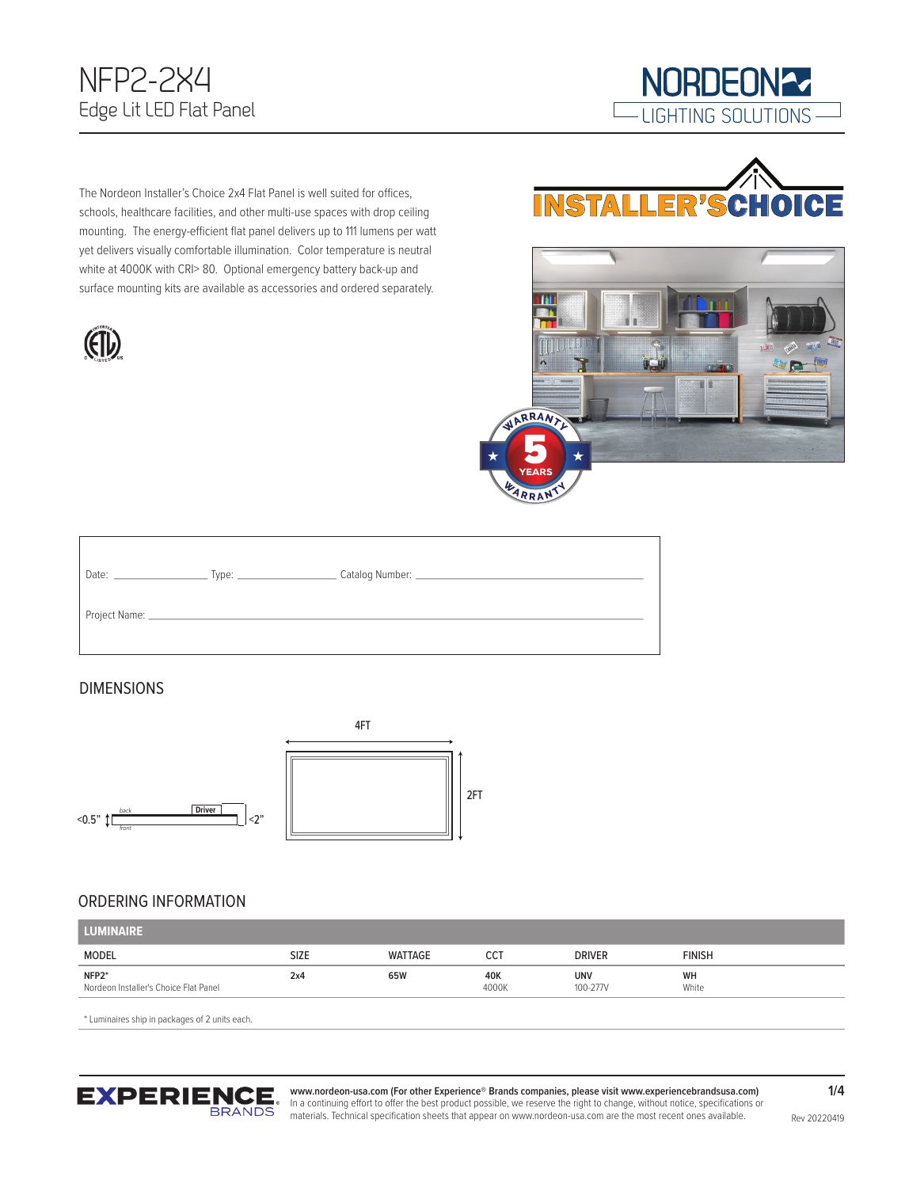# NFP2-2X4

## Edge Lit LED Flat Panel

NORDEON LIGHTING SOLUTIONS

INSTALLER'S CHOICE

The Nordeon Installer's Choice 2x4 Flat Panel is well suited for offices, schools, healthcare facilities, and other multi-use spaces with drop ceiling mounting. The energy-efficient flat panel delivers up to 111 lumens per watt yet delivers visually comfortable illumination. Color temperature is neutral white at 4000K with CRI> 80. Optional emergency battery back-up and surface mounting kits are available as accessories and ordered separately.

5 YEARS WARRANTY

Date: ______________ Type: ______________ Catalog Number: ______________________________

Project Name: ______________________________________________________________

## DIMENSIONS

<0.5" back Driver front <2"

4FT

2FT

## ORDERING INFORMATION

| LUMINAIRE | | | | | |
|---|---|---|---|---|---|
| MODEL | SIZE | WATTAGE | CCT | DRIVER | FINISH |
| **NFP2*** Nordeon Installer's Choice Flat Panel | **2x4** | **65W** | **40K** 4000K | **UNV** 100-277V | **WH** White |

* Luminaires ship in packages of 2 units each.

EXPERIENCE BRANDS

**www.nordeon-usa.com (For other Experience® Brands companies, please visit www.experiencebrandsusa.com)**
In a continuing effort to offer the best product possible, we reserve the right to change, without notice, specifications or materials. Technical specification sheets that appear on www.nordeon-usa.com are the most recent ones available.

Rev 20220419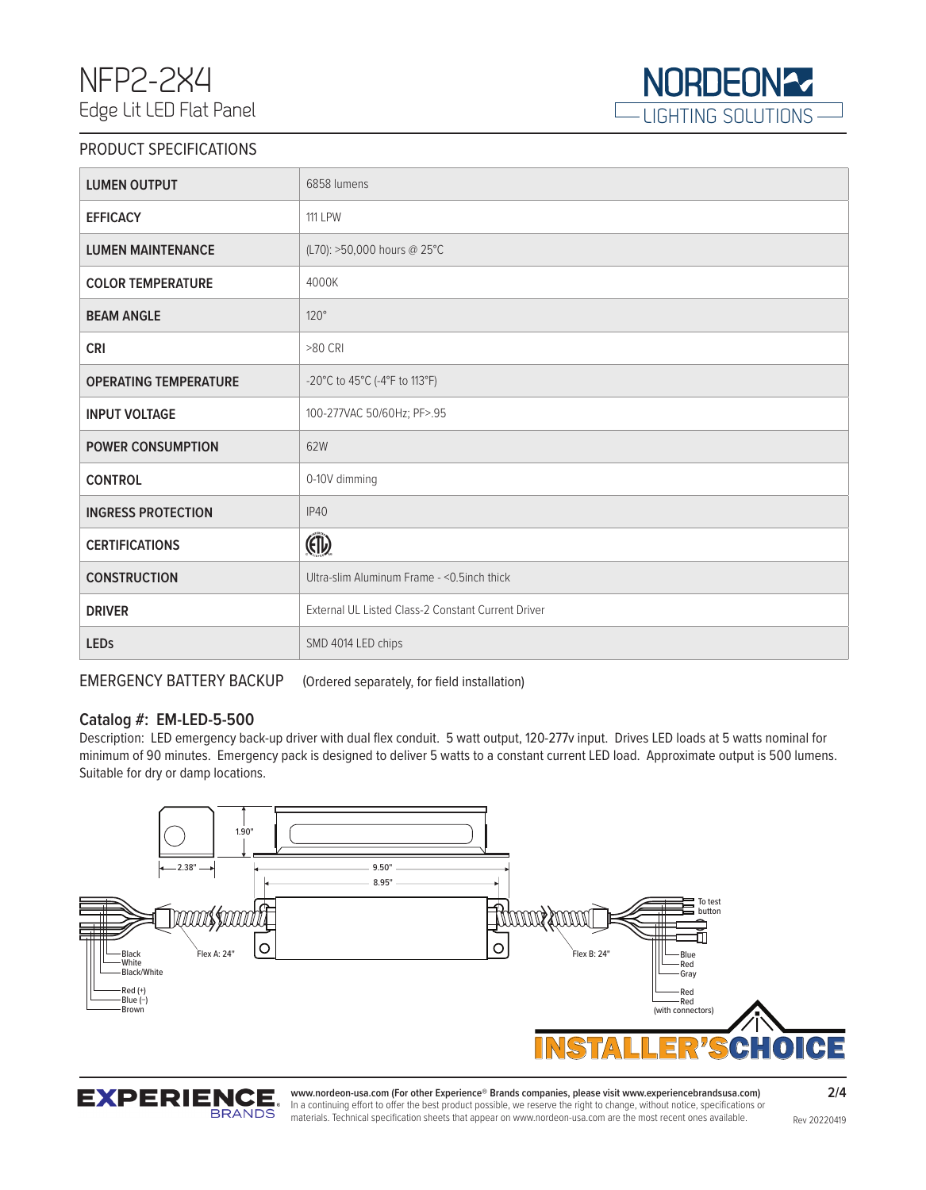# NFP2-2X4

Edge Lit LED Flat Panel

## PRODUCT SPECIFICATIONS

| | |
|---|---|
| **LUMEN OUTPUT** | 6858 lumens |
| **EFFICACY** | 111 LPW |
| **LUMEN MAINTENANCE** | (L70): >50,000 hours @ 25°C |
| **COLOR TEMPERATURE** | 4000K |
| **BEAM ANGLE** | 120° |
| **CRI** | >80 CRI |
| **OPERATING TEMPERATURE** | -20°C to 45°C (-4°F to 113°F) |
| **INPUT VOLTAGE** | 100-277VAC 50/60Hz; PF>.95 |
| **POWER CONSUMPTION** | 62W |
| **CONTROL** | 0-10V dimming |
| **INGRESS PROTECTION** | IP40 |
| **CERTIFICATIONS** | ETL |
| **CONSTRUCTION** | Ultra-slim Aluminum Frame - <0.5inch thick |
| **DRIVER** | External UL Listed Class-2 Constant Current Driver |
| **LEDs** | SMD 4014 LED chips |

## EMERGENCY BATTERY BACKUP (Ordered separately, for field installation)

### Catalog #: EM-LED-5-500

Description: LED emergency back-up driver with dual flex conduit. 5 watt output, 120-277v input. Drives LED loads at 5 watts nominal for minimum of 90 minutes. Emergency pack is designed to deliver 5 watts to a constant current LED load. Approximate output is 500 lumens. Suitable for dry or damp locations.

1.90"
2.38"
9.50"
8.95"

Flex A: 24" — Black, White, Black/White, Red (+), Blue (–), Brown

Flex B: 24" — To test button; Blue, Red, Gray; Red, Red (with connectors)

INSTALLER'S CHOICE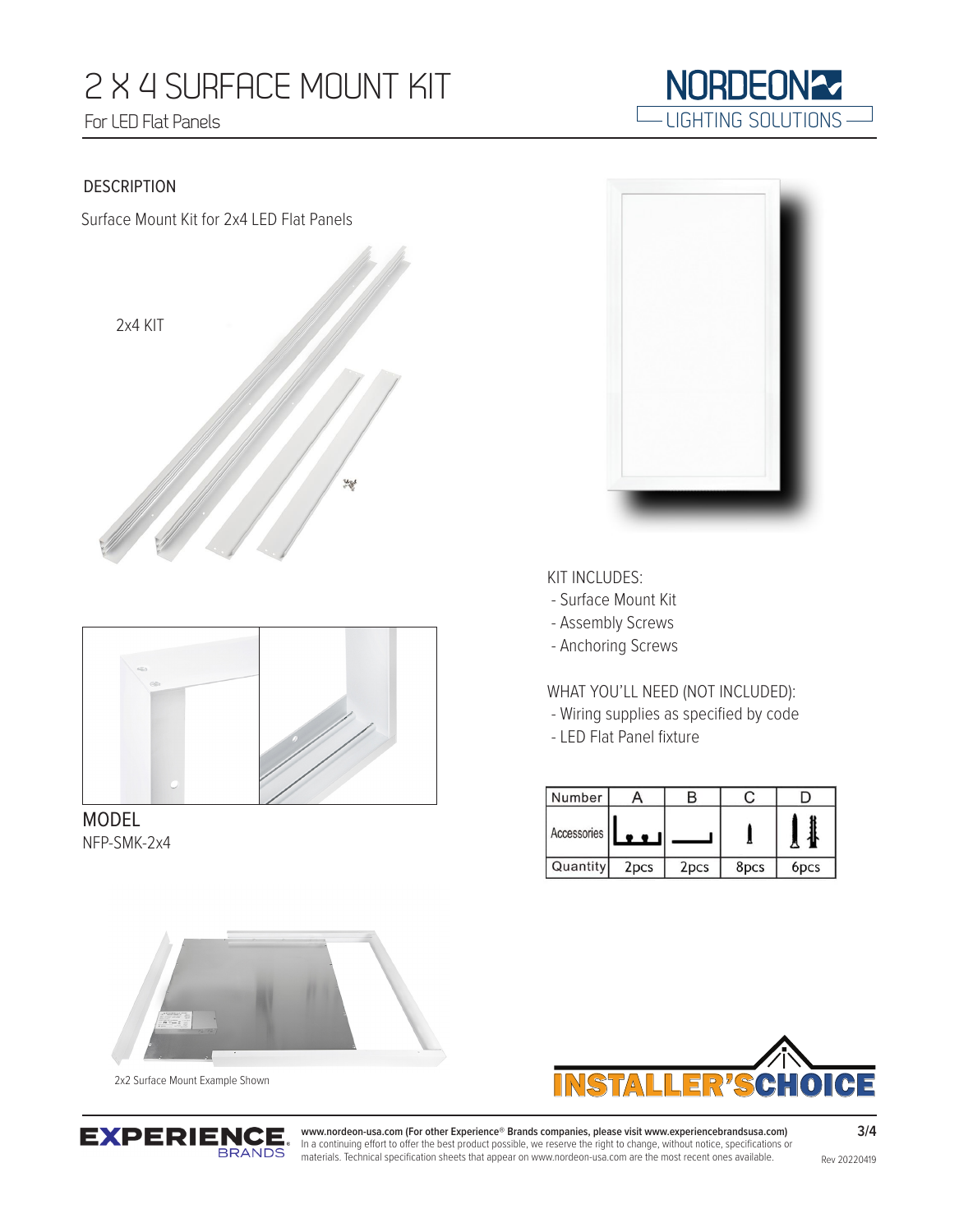# 2 X 4 SURFACE MOUNT KIT

For LED Flat Panels

## DESCRIPTION

Surface Mount Kit for 2x4 LED Flat Panels

2x4 KIT

## MODEL

NFP-SMK-2x4

KIT INCLUDES:

- Surface Mount Kit
- Assembly Screws
- Anchoring Screws

WHAT YOU'LL NEED (NOT INCLUDED):

- Wiring supplies as specified by code
- LED Flat Panel fixture

| Number | A | B | C | D |
| --- | --- | --- | --- | --- |
| Accessories | | | | |
| Quantity | 2pcs | 2pcs | 8pcs | 6pcs |

2x2 Surface Mount Example Shown

www.nordeon-usa.com (For other Experience® Brands companies, please visit www.experiencebrandsusa.com)
In a continuing effort to offer the best product possible, we reserve the right to change, without notice, specifications or materials. Technical specification sheets that appear on www.nordeon-usa.com are the most recent ones available.

Rev 20220419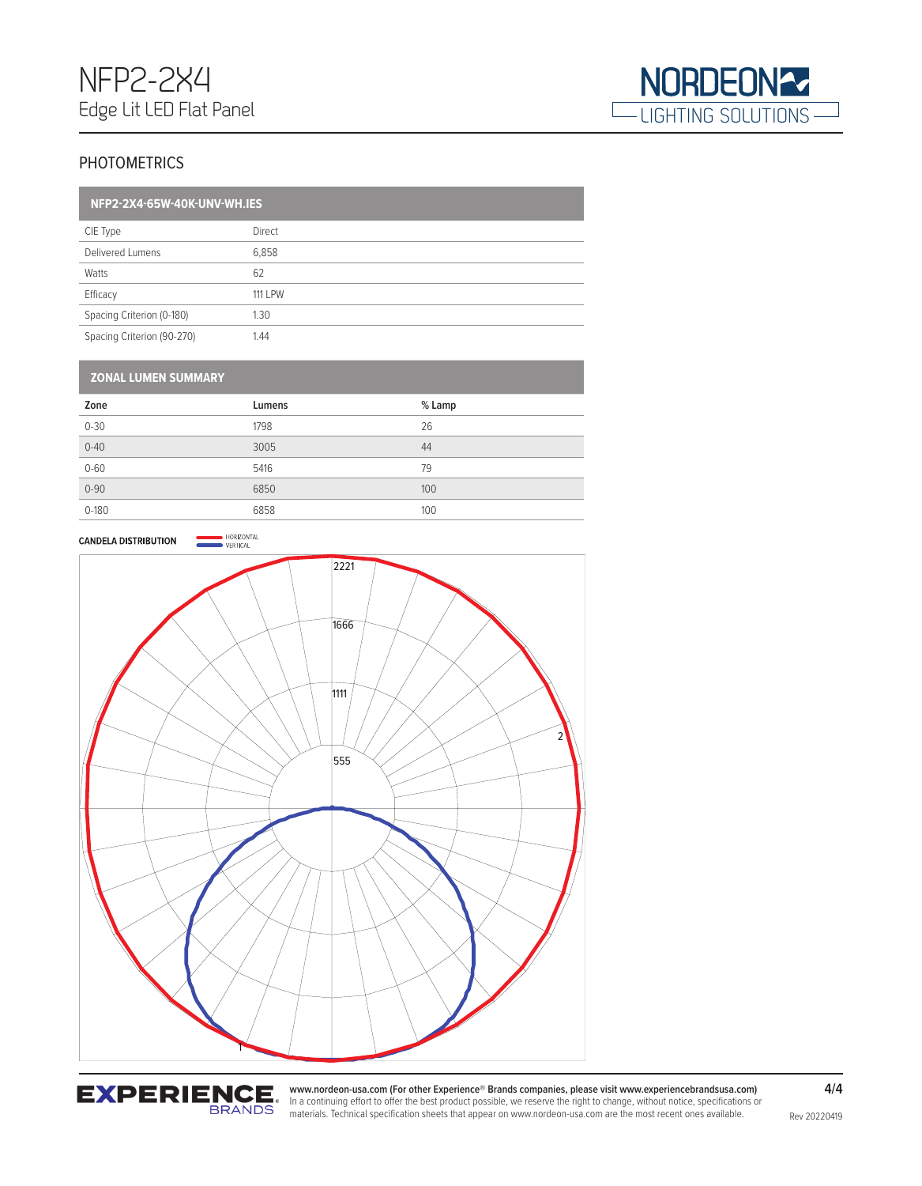# NFP2-2X4

Edge Lit LED Flat Panel

## PHOTOMETRICS

| NFP2-2X4-65W-40K-UNV-WH.IES | |
|---|---|
| CIE Type | Direct |
| Delivered Lumens | 6,858 |
| Watts | 62 |
| Efficacy | 111 LPW |
| Spacing Criterion (0-180) | 1.30 |
| Spacing Criterion (90-270) | 1.44 |

### ZONAL LUMEN SUMMARY

| Zone | Lumens | % Lamp |
|---|---|---|
| 0-30 | 1798 | 26 |
| 0-40 | 3005 | 44 |
| 0-60 | 5416 | 79 |
| 0-90 | 6850 | 100 |
| 0-180 | 6858 | 100 |

**CANDELA DISTRIBUTION**

HORIZONTAL
VERTICAL

2221
1666
1111
555
2
1

www.nordeon-usa.com (For other Experience® Brands companies, please visit www.experiencebrandsusa.com)
In a continuing effort to offer the best product possible, we reserve the right to change, without notice, specifications or materials. Technical specification sheets that appear on www.nordeon-usa.com are the most recent ones available.

Rev 20220419